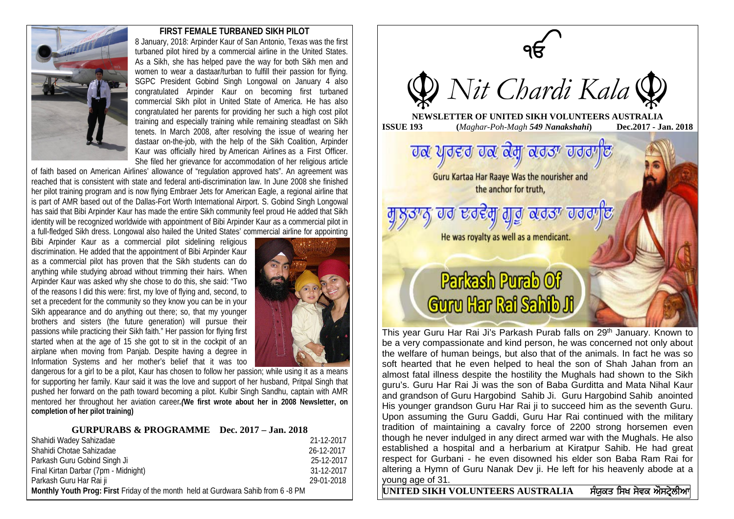## FIRST FEMALE TURBANED SIKH PILOT

8 January, 2018: Arpinder Kaur of San Antonio, Texas was the first turbaned pilot hired by a commercial airline in the United States. As a Sikh, she has helped pave the way for both Sikh men and women to wear a dastaar/turban to fulfill their passion for flying. SGPC President Gobind Singh Longowal on January 4 also congratulated Arpinder Kaur on becoming first turbaned commercial Sikh pilot in United State of America. He has also congratulated her parents for providing her such a high cost pilot training and especially training while remaining steadfast on Sikh tenets. In March 2008, after resolving the issue of wearing her dastaar on-the-job, with the help of the Sikh Coalition, Arpinder Kaur was officially hired by American Airlines as a First Officer. She filed her grievance for accommodation of her religious article of faith based on American Airlines' allowance of "regulation approved hats". An agreement was reached that is consistent with state and federal anti-discrimination law. In June 2008 she finished her pilot training program and is now flying Embraer Jets for American Eagle, a regional airline that is part of AMR based out of the Dallas-Fort Worth International Airport. S. Gobind Singh Longowal has said that Bibi Arpinder Kaur has made the entire Sikh community feel proud He added that Sikh identity will be recognized worldwide with appointment of Bibi Arpinder Kaur as a commercial pilot in a full-fledged Sikh dress. Longowal also hailed the United States' commercial airline for appointing Bibi Arpinder Kaur as a commercial pilot sidelining religious discrimination. He added that the appointment of Bibi Arpinder Kaur as a commercial pilot has proven that the Sikh students can do anything while studying abroad without trimming their hairs. When Arpinder Kaur was asked why she chose to do this, she said: "Two of the reasons I did this were: first, my love of flying and, second, to set a precedent for the community so they know you can be in your Sikh appearance and do anything out there; so, that my younger brothers and sisters (the future generation) will pursue their passions while practicing their Sikh faith." Her passion for flying first started when at the age of 15 she got to sit in the cockpit of an airplane when moving from Panjab. Despite having a degree in Information Systems and her mother's belief that it was too dangerous for a girl to be a pilot, Kaur has chosen to follow her passion; while using it as a means for supporting her family. Kaur said it was the love and support of her husband, Pritpal Singh that pushed her forward on the path toward becoming a pilot. Kulbir Singh Sandhu, captain with AMR mentored her throughout her aviation career**.*(We first wrote about her in 2008 Newsletter, on completion of her pilot training)***

### GURPURABS & PROGRAMME Dec. 2017 – Jan. 2018

| | |
|---|---|
| Shahidi Wadey Sahizadae | 21-12-2017 |
| Shahidi Chotae Sahizadae | 26-12-2017 |
| Parkash Guru Gobind Singh Ji | 25-12-2017 |
| Final Kirtan Darbar (7pm - Midnight) | 31-12-2017 |
| Parkash Guru Har Rai ji | 29-01-2018 |

**Monthly Youth Prog: First** Friday of the month held at Gurdwara Sahib from 6 -8 PM

ੴ

# *Nit Chardi Kala*

**NEWSLETTER OF UNITED SIKH VOLUNTEERS AUSTRALIA**

**ISSUE 193** (*Maghar-Poh-Magh 549 Nanakshahi*) **Dec.2017 - Jan. 2018**

ਹਰ ਪੂਰਣ ਹਰ ਕੇਸ਼ ਕਰਤਾ ਹਰਰਾਇ

Guru Kartaa Har Raaye Was the nourisher and the anchor for truth,

ਸੁਲਤਾਨ ਹਰ ਦਰਵੇਸ਼ ਗੁਰੂ ਕਰਤਾ ਹਰਰਾਇ

He was royalty as well as a mendicant.

## Parkash Purab Of Guru Har Rai Sahib Ji

This year Guru Har Rai Ji's Parkash Purab falls on 29th January. Known to be a very compassionate and kind person, he was concerned not only about the welfare of human beings, but also that of the animals. In fact he was so soft hearted that he even helped to heal the son of Shah Jahan from an almost fatal illness despite the hostility the Mughals had shown to the Sikh guru's. Guru Har Rai Ji was the son of Baba Gurditta and Mata Nihal Kaur and grandson of Guru Hargobind Sahib Ji. Guru Hargobind Sahib anointed His younger grandson Guru Har Rai ji to succeed him as the seventh Guru. Upon assuming the Guru Gaddi, Guru Har Rai continued with the military tradition of maintaining a cavalry force of 2200 strong horsemen even though he never indulged in any direct armed war with the Mughals. He also established a hospital and a herbarium at Kiratpur Sahib. He had great respect for Gurbani - he even disowned his elder son Baba Ram Rai for altering a Hymn of Guru Nanak Dev ji. He left for his heavenly abode at a young age of 31.

**UNITED SIKH VOLUNTEERS AUSTRALIA** ਸੰਯੁਕਤ ਸਿਖ ਸੇਵਕ ਔਸਟ੍ਰੇਲੀਆ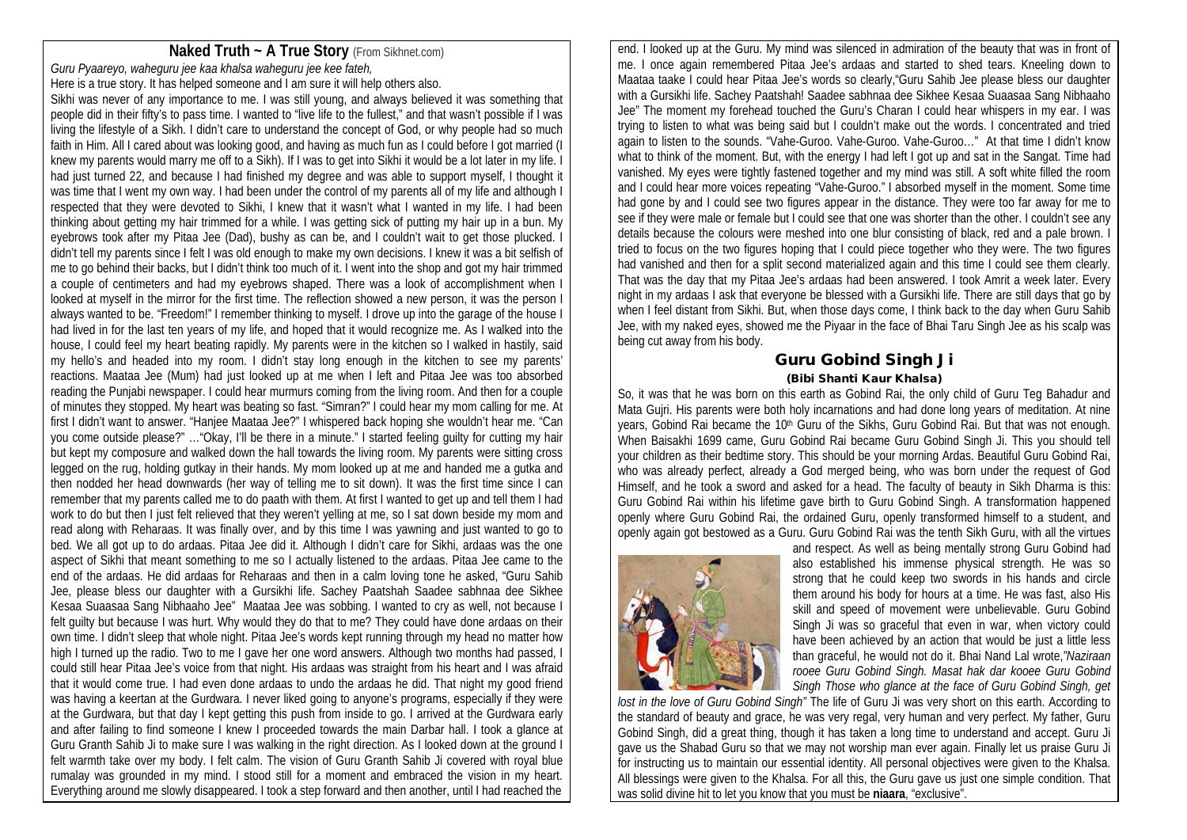## Naked Truth ~ A True Story (From Sikhnet.com)

*Guru Pyaareyo, waheguru jee kaa khalsa waheguru jee kee fateh,*

Here is a true story. It has helped someone and I am sure it will help others also.

Sikhi was never of any importance to me. I was still young, and always believed it was something that people did in their fifty's to pass time. I wanted to "live life to the fullest," and that wasn't possible if I was living the lifestyle of a Sikh. I didn't care to understand the concept of God, or why people had so much faith in Him. All I cared about was looking good, and having as much fun as I could before I got married (I knew my parents would marry me off to a Sikh). If I was to get into Sikhi it would be a lot later in my life. I had just turned 22, and because I had finished my degree and was able to support myself, I thought it was time that I went my own way. I had been under the control of my parents all of my life and although I respected that they were devoted to Sikhi, I knew that it wasn't what I wanted in my life. I had been thinking about getting my hair trimmed for a while. I was getting sick of putting my hair up in a bun. My eyebrows took after my Pitaa Jee (Dad), bushy as can be, and I couldn't wait to get those plucked. I didn't tell my parents since I felt I was old enough to make my own decisions. I knew it was a bit selfish of me to go behind their backs, but I didn't think too much of it. I went into the shop and got my hair trimmed a couple of centimeters and had my eyebrows shaped. There was a look of accomplishment when I looked at myself in the mirror for the first time. The reflection showed a new person, it was the person I always wanted to be. "Freedom!" I remember thinking to myself. I drove up into the garage of the house I had lived in for the last ten years of my life, and hoped that it would recognize me. As I walked into the house, I could feel my heart beating rapidly. My parents were in the kitchen so I walked in hastily, said my hello's and headed into my room. I didn't stay long enough in the kitchen to see my parents' reactions. Maataa Jee (Mum) had just looked up at me when I left and Pitaa Jee was too absorbed reading the Punjabi newspaper. I could hear murmurs coming from the living room. And then for a couple of minutes they stopped. My heart was beating so fast. "Simran?" I could hear my mom calling for me. At first I didn't want to answer. "Hanjee Maataa Jee?" I whispered back hoping she wouldn't hear me. "Can you come outside please?" …"Okay, I'll be there in a minute." I started feeling guilty for cutting my hair but kept my composure and walked down the hall towards the living room. My parents were sitting cross legged on the rug, holding gutkay in their hands. My mom looked up at me and handed me a gutka and then nodded her head downwards (her way of telling me to sit down). It was the first time since I can remember that my parents called me to do paath with them. At first I wanted to get up and tell them I had work to do but then I just felt relieved that they weren't yelling at me, so I sat down beside my mom and read along with Reharaas. It was finally over, and by this time I was yawning and just wanted to go to bed. We all got up to do ardaas. Pitaa Jee did it. Although I didn't care for Sikhi, ardaas was the one aspect of Sikhi that meant something to me so I actually listened to the ardaas. Pitaa Jee came to the end of the ardaas. He did ardaas for Reharaas and then in a calm loving tone he asked, "Guru Sahib Jee, please bless our daughter with a Gursikhi life. Sachey Paatshah Saadee sabhnaa dee Sikhee Kesaa Suaasaa Sang Nibhaaho Jee" Maataa Jee was sobbing. I wanted to cry as well, not because I felt guilty but because I was hurt. Why would they do that to me? They could have done ardaas on their own time. I didn't sleep that whole night. Pitaa Jee's words kept running through my head no matter how high I turned up the radio. Two to me I gave her one word answers. Although two months had passed, I could still hear Pitaa Jee's voice from that night. His ardaas was straight from his heart and I was afraid that it would come true. I had even done ardaas to undo the ardaas he did. That night my good friend was having a keertan at the Gurdwara. I never liked going to anyone's programs, especially if they were at the Gurdwara, but that day I kept getting this push from inside to go. I arrived at the Gurdwara early and after failing to find someone I knew I proceeded towards the main Darbar hall. I took a glance at Guru Granth Sahib Ji to make sure I was walking in the right direction. As I looked down at the ground I felt warmth take over my body. I felt calm. The vision of Guru Granth Sahib Ji covered with royal blue rumalay was grounded in my mind. I stood still for a moment and embraced the vision in my heart. Everything around me slowly disappeared. I took a step forward and then another, until I had reached the end. I looked up at the Guru. My mind was silenced in admiration of the beauty that was in front of me. I once again remembered Pitaa Jee's ardaas and started to shed tears. Kneeling down to Maataa taake I could hear Pitaa Jee's words so clearly,"Guru Sahib Jee please bless our daughter with a Gursikhi life. Sachey Paatshah! Saadee sabhnaa dee Sikhee Kesaa Suaasaa Sang Nibhaaho Jee" The moment my forehead touched the Guru's Charan I could hear whispers in my ear. I was trying to listen to what was being said but I couldn't make out the words. I concentrated and tried again to listen to the sounds. "Vahe-Guroo. Vahe-Guroo. Vahe-Guroo…" At that time I didn't know what to think of the moment. But, with the energy I had left I got up and sat in the Sangat. Time had vanished. My eyes were tightly fastened together and my mind was still. A soft white filled the room and I could hear more voices repeating "Vahe-Guroo." I absorbed myself in the moment. Some time had gone by and I could see two figures appear in the distance. They were too far away for me to see if they were male or female but I could see that one was shorter than the other. I couldn't see any details because the colours were meshed into one blur consisting of black, red and a pale brown. I tried to focus on the two figures hoping that I could piece together who they were. The two figures had vanished and then for a split second materialized again and this time I could see them clearly. That was the day that my Pitaa Jee's ardaas had been answered. I took Amrit a week later. Every night in my ardaas I ask that everyone be blessed with a Gursikhi life. There are still days that go by when I feel distant from Sikhi. But, when those days come, I think back to the day when Guru Sahib Jee, with my naked eyes, showed me the Piyaar in the face of Bhai Taru Singh Jee as his scalp was being cut away from his body.

## Guru Gobind Singh Ji

**(Bibi Shanti Kaur Khalsa)**

So, it was that he was born on this earth as Gobind Rai, the only child of Guru Teg Bahadur and Mata Gujri. His parents were both holy incarnations and had done long years of meditation. At nine years, Gobind Rai became the 10th Guru of the Sikhs, Guru Gobind Rai. But that was not enough. When Baisakhi 1699 came, Guru Gobind Rai became Guru Gobind Singh Ji. This you should tell your children as their bedtime story. This should be your morning Ardas. Beautiful Guru Gobind Rai, who was already perfect, already a God merged being, who was born under the request of God Himself, and he took a sword and asked for a head. The faculty of beauty in Sikh Dharma is this: Guru Gobind Rai within his lifetime gave birth to Guru Gobind Singh. A transformation happened openly where Guru Gobind Rai, the ordained Guru, openly transformed himself to a student, and openly again got bestowed as a Guru. Guru Gobind Rai was the tenth Sikh Guru, with all the virtues and respect. As well as being mentally strong Guru Gobind had also established his immense physical strength. He was so strong that he could keep two swords in his hands and circle them around his body for hours at a time. He was fast, also His skill and speed of movement were unbelievable. Guru Gobind Singh Ji was so graceful that even in war, when victory could have been achieved by an action that would be just a little less than graceful, he would not do it. Bhai Nand Lal wrote,*"Naziraan rooee Guru Gobind Singh. Masat hak dar kooee Guru Gobind Singh Those who glance at the face of Guru Gobind Singh, get lost in the love of Guru Gobind Singh"* The life of Guru Ji was very short on this earth. According to the standard of beauty and grace, he was very regal, very human and very perfect. My father, Guru Gobind Singh, did a great thing, though it has taken a long time to understand and accept. Guru Ji gave us the Shabad Guru so that we may not worship man ever again. Finally let us praise Guru Ji for instructing us to maintain our essential identity. All personal objectives were given to the Khalsa. All blessings were given to the Khalsa. For all this, the Guru gave us just one simple condition. That was solid divine hit to let you know that you must be **niaara**, "exclusive".